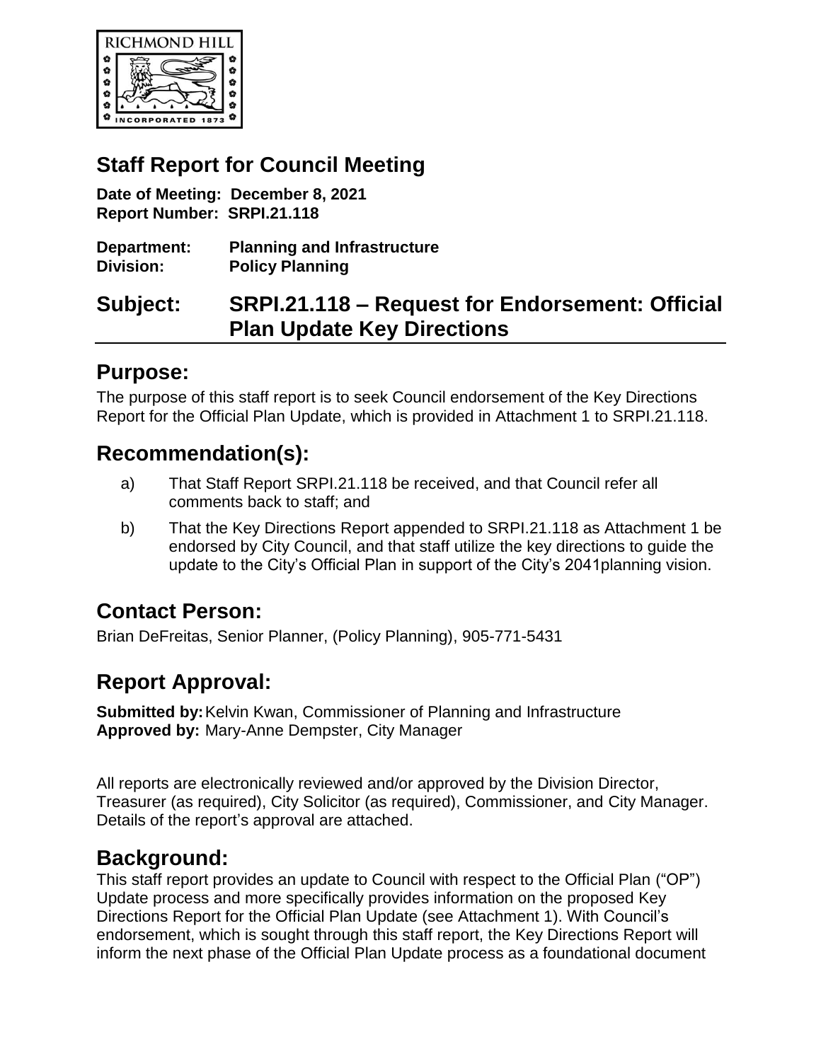# Staff Report for Council Meeting

**Date of Meeting: December 8, 2021**
**Report Number: SRPI.21.118**

**Department: Planning and Infrastructure**
**Division: Policy Planning**

## Subject: SRPI.21.118 – Request for Endorsement: Official Plan Update Key Directions

## Purpose:

The purpose of this staff report is to seek Council endorsement of the Key Directions Report for the Official Plan Update, which is provided in Attachment 1 to SRPI.21.118.

## Recommendation(s):

a) That Staff Report SRPI.21.118 be received, and that Council refer all comments back to staff; and

b) That the Key Directions Report appended to SRPI.21.118 as Attachment 1 be endorsed by City Council, and that staff utilize the key directions to guide the update to the City's Official Plan in support of the City's 2041planning vision.

## Contact Person:

Brian DeFreitas, Senior Planner, (Policy Planning), 905-771-5431

## Report Approval:

**Submitted by:** Kelvin Kwan, Commissioner of Planning and Infrastructure
**Approved by:** Mary-Anne Dempster, City Manager

All reports are electronically reviewed and/or approved by the Division Director, Treasurer (as required), City Solicitor (as required), Commissioner, and City Manager. Details of the report's approval are attached.

## Background:

This staff report provides an update to Council with respect to the Official Plan ("OP") Update process and more specifically provides information on the proposed Key Directions Report for the Official Plan Update (see Attachment 1). With Council's endorsement, which is sought through this staff report, the Key Directions Report will inform the next phase of the Official Plan Update process as a foundational document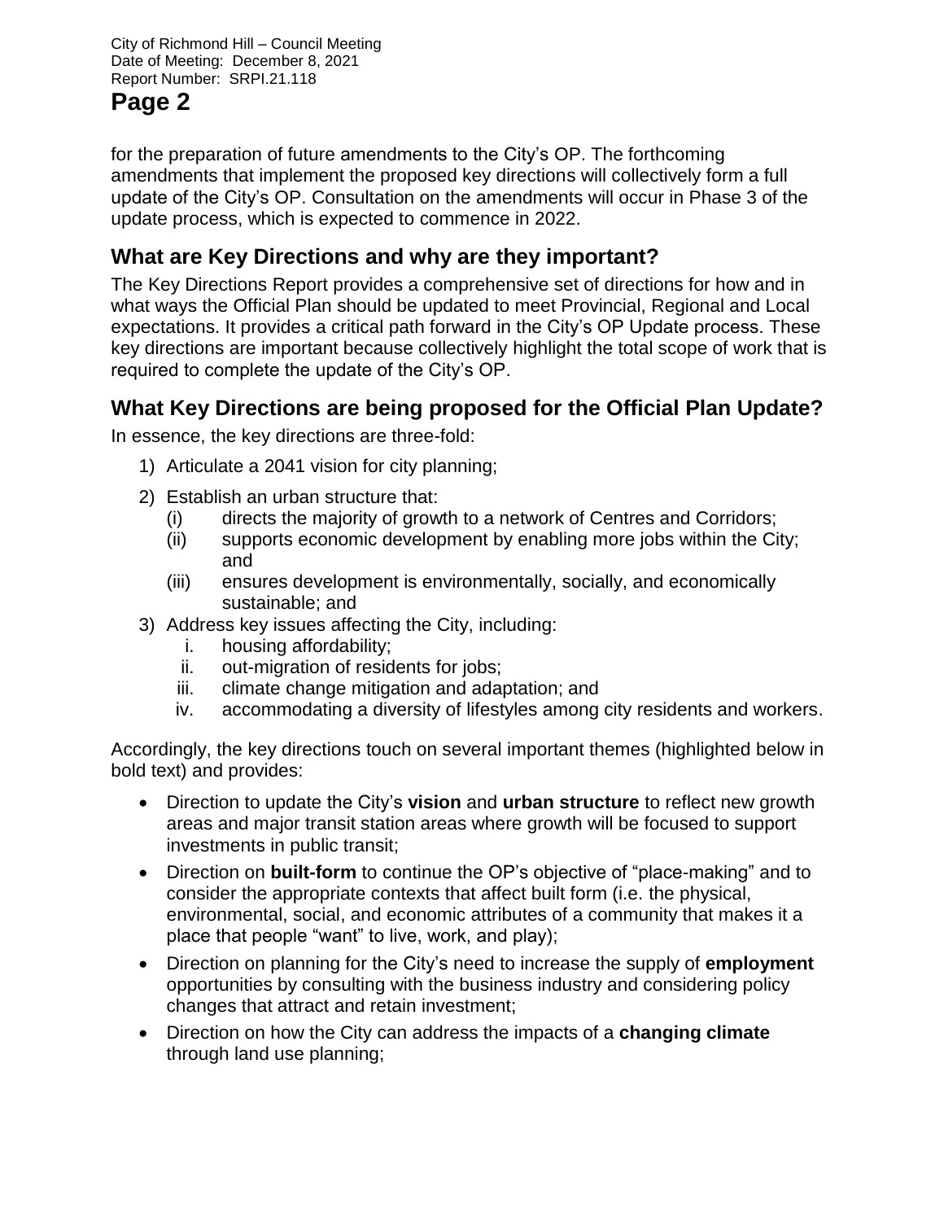for the preparation of future amendments to the City's OP. The forthcoming amendments that implement the proposed key directions will collectively form a full update of the City's OP. Consultation on the amendments will occur in Phase 3 of the update process, which is expected to commence in 2022.

## What are Key Directions and why are they important?

The Key Directions Report provides a comprehensive set of directions for how and in what ways the Official Plan should be updated to meet Provincial, Regional and Local expectations. It provides a critical path forward in the City's OP Update process. These key directions are important because collectively highlight the total scope of work that is required to complete the update of the City's OP.

## What Key Directions are being proposed for the Official Plan Update?

In essence, the key directions are three-fold:

1) Articulate a 2041 vision for city planning;
2) Establish an urban structure that:
   (i) directs the majority of growth to a network of Centres and Corridors;
   (ii) supports economic development by enabling more jobs within the City; and
   (iii) ensures development is environmentally, socially, and economically sustainable; and
3) Address key issues affecting the City, including:
   i. housing affordability;
   ii. out-migration of residents for jobs;
   iii. climate change mitigation and adaptation; and
   iv. accommodating a diversity of lifestyles among city residents and workers.

Accordingly, the key directions touch on several important themes (highlighted below in bold text) and provides:

- Direction to update the City's **vision** and **urban structure** to reflect new growth areas and major transit station areas where growth will be focused to support investments in public transit;
- Direction on **built-form** to continue the OP's objective of "place-making" and to consider the appropriate contexts that affect built form (i.e. the physical, environmental, social, and economic attributes of a community that makes it a place that people "want" to live, work, and play);
- Direction on planning for the City's need to increase the supply of **employment** opportunities by consulting with the business industry and considering policy changes that attract and retain investment;
- Direction on how the City can address the impacts of a **changing climate** through land use planning;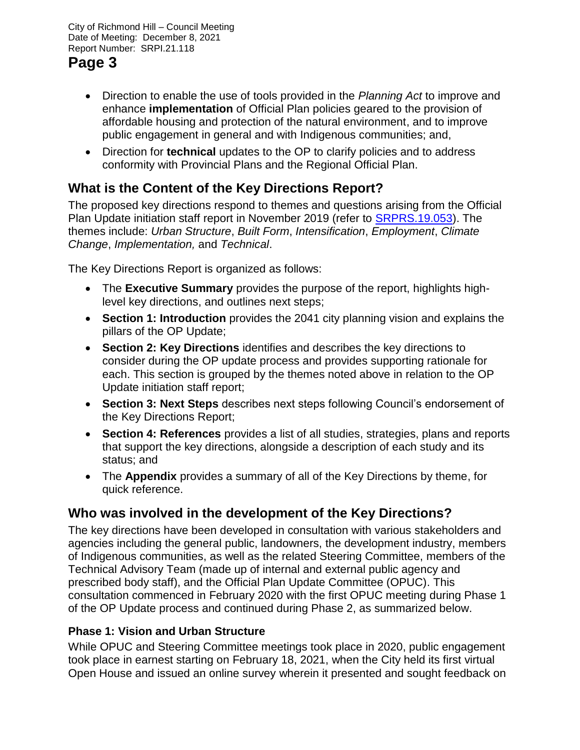- Direction to enable the use of tools provided in the *Planning Act* to improve and enhance **implementation** of Official Plan policies geared to the provision of affordable housing and protection of the natural environment, and to improve public engagement in general and with Indigenous communities; and,
- Direction for **technical** updates to the OP to clarify policies and to address conformity with Provincial Plans and the Regional Official Plan.

## What is the Content of the Key Directions Report?

The proposed key directions respond to themes and questions arising from the Official Plan Update initiation staff report in November 2019 (refer to SRPRS.19.053). The themes include: *Urban Structure*, *Built Form*, *Intensification*, *Employment*, *Climate Change*, *Implementation,* and *Technical*.

The Key Directions Report is organized as follows:

- The **Executive Summary** provides the purpose of the report, highlights high-level key directions, and outlines next steps;
- **Section 1: Introduction** provides the 2041 city planning vision and explains the pillars of the OP Update;
- **Section 2: Key Directions** identifies and describes the key directions to consider during the OP update process and provides supporting rationale for each. This section is grouped by the themes noted above in relation to the OP Update initiation staff report;
- **Section 3: Next Steps** describes next steps following Council's endorsement of the Key Directions Report;
- **Section 4: References** provides a list of all studies, strategies, plans and reports that support the key directions, alongside a description of each study and its status; and
- The **Appendix** provides a summary of all of the Key Directions by theme, for quick reference.

## Who was involved in the development of the Key Directions?

The key directions have been developed in consultation with various stakeholders and agencies including the general public, landowners, the development industry, members of Indigenous communities, as well as the related Steering Committee, members of the Technical Advisory Team (made up of internal and external public agency and prescribed body staff), and the Official Plan Update Committee (OPUC). This consultation commenced in February 2020 with the first OPUC meeting during Phase 1 of the OP Update process and continued during Phase 2, as summarized below.

### Phase 1: Vision and Urban Structure

While OPUC and Steering Committee meetings took place in 2020, public engagement took place in earnest starting on February 18, 2021, when the City held its first virtual Open House and issued an online survey wherein it presented and sought feedback on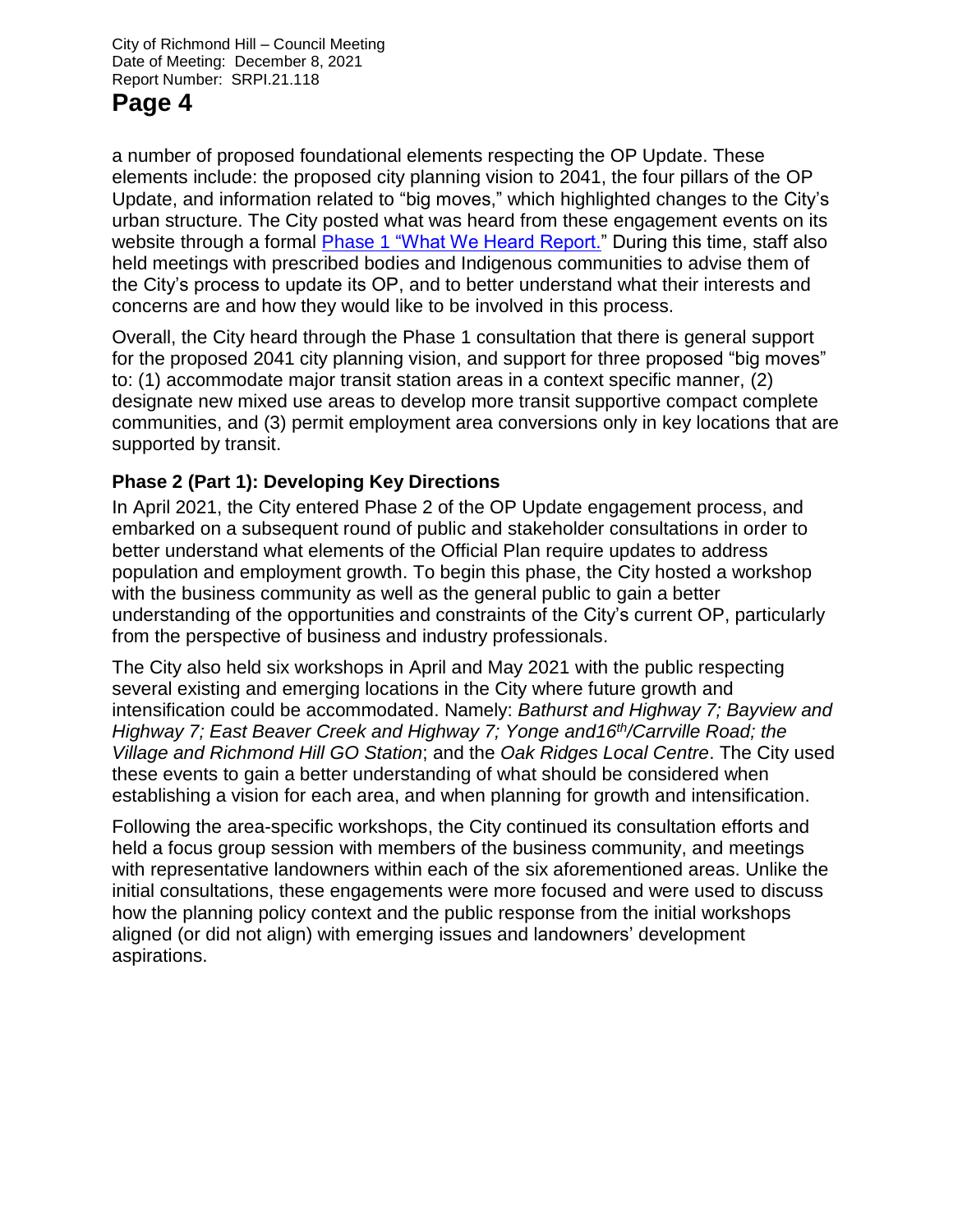a number of proposed foundational elements respecting the OP Update. These elements include: the proposed city planning vision to 2041, the four pillars of the OP Update, and information related to "big moves," which highlighted changes to the City's urban structure. The City posted what was heard from these engagement events on its website through a formal Phase 1 "What We Heard Report." During this time, staff also held meetings with prescribed bodies and Indigenous communities to advise them of the City's process to update its OP, and to better understand what their interests and concerns are and how they would like to be involved in this process.

Overall, the City heard through the Phase 1 consultation that there is general support for the proposed 2041 city planning vision, and support for three proposed "big moves" to: (1) accommodate major transit station areas in a context specific manner, (2) designate new mixed use areas to develop more transit supportive compact complete communities, and (3) permit employment area conversions only in key locations that are supported by transit.

### Phase 2 (Part 1): Developing Key Directions

In April 2021, the City entered Phase 2 of the OP Update engagement process, and embarked on a subsequent round of public and stakeholder consultations in order to better understand what elements of the Official Plan require updates to address population and employment growth. To begin this phase, the City hosted a workshop with the business community as well as the general public to gain a better understanding of the opportunities and constraints of the City's current OP, particularly from the perspective of business and industry professionals.

The City also held six workshops in April and May 2021 with the public respecting several existing and emerging locations in the City where future growth and intensification could be accommodated. Namely: *Bathurst and Highway 7; Bayview and Highway 7; East Beaver Creek and Highway 7; Yonge and16th/Carrville Road; the Village and Richmond Hill GO Station*; and the *Oak Ridges Local Centre*. The City used these events to gain a better understanding of what should be considered when establishing a vision for each area, and when planning for growth and intensification.

Following the area-specific workshops, the City continued its consultation efforts and held a focus group session with members of the business community, and meetings with representative landowners within each of the six aforementioned areas. Unlike the initial consultations, these engagements were more focused and were used to discuss how the planning policy context and the public response from the initial workshops aligned (or did not align) with emerging issues and landowners' development aspirations.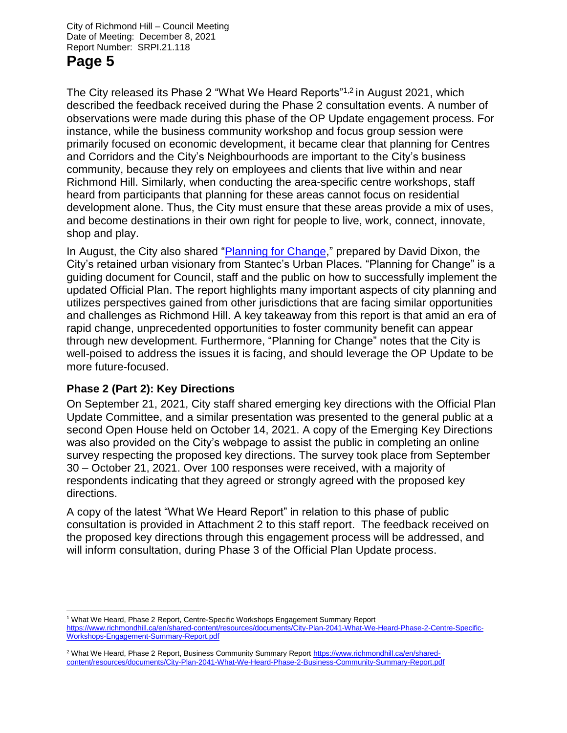The City released its Phase 2 "What We Heard Reports"[1,2] in August 2021, which described the feedback received during the Phase 2 consultation events. A number of observations were made during this phase of the OP Update engagement process. For instance, while the business community workshop and focus group session were primarily focused on economic development, it became clear that planning for Centres and Corridors and the City's Neighbourhoods are important to the City's business community, because they rely on employees and clients that live within and near Richmond Hill. Similarly, when conducting the area-specific centre workshops, staff heard from participants that planning for these areas cannot focus on residential development alone. Thus, the City must ensure that these areas provide a mix of uses, and become destinations in their own right for people to live, work, connect, innovate, shop and play.

In August, the City also shared "Planning for Change," prepared by David Dixon, the City's retained urban visionary from Stantec's Urban Places. "Planning for Change" is a guiding document for Council, staff and the public on how to successfully implement the updated Official Plan. The report highlights many important aspects of city planning and utilizes perspectives gained from other jurisdictions that are facing similar opportunities and challenges as Richmond Hill. A key takeaway from this report is that amid an era of rapid change, unprecedented opportunities to foster community benefit can appear through new development. Furthermore, "Planning for Change" notes that the City is well-poised to address the issues it is facing, and should leverage the OP Update to be more future-focused.

### Phase 2 (Part 2): Key Directions

On September 21, 2021, City staff shared emerging key directions with the Official Plan Update Committee, and a similar presentation was presented to the general public at a second Open House held on October 14, 2021. A copy of the Emerging Key Directions was also provided on the City's webpage to assist the public in completing an online survey respecting the proposed key directions. The survey took place from September 30 – October 21, 2021. Over 100 responses were received, with a majority of respondents indicating that they agreed or strongly agreed with the proposed key directions.

A copy of the latest "What We Heard Report" in relation to this phase of public consultation is provided in Attachment 2 to this staff report. The feedback received on the proposed key directions through this engagement process will be addressed, and will inform consultation, during Phase 3 of the Official Plan Update process.

---

[1] What We Heard, Phase 2 Report, Centre-Specific Workshops Engagement Summary Report https://www.richmondhill.ca/en/shared-content/resources/documents/City-Plan-2041-What-We-Heard-Phase-2-Centre-Specific-Workshops-Engagement-Summary-Report.pdf

[2] What We Heard, Phase 2 Report, Business Community Summary Report https://www.richmondhill.ca/en/shared-content/resources/documents/City-Plan-2041-What-We-Heard-Phase-2-Business-Community-Summary-Report.pdf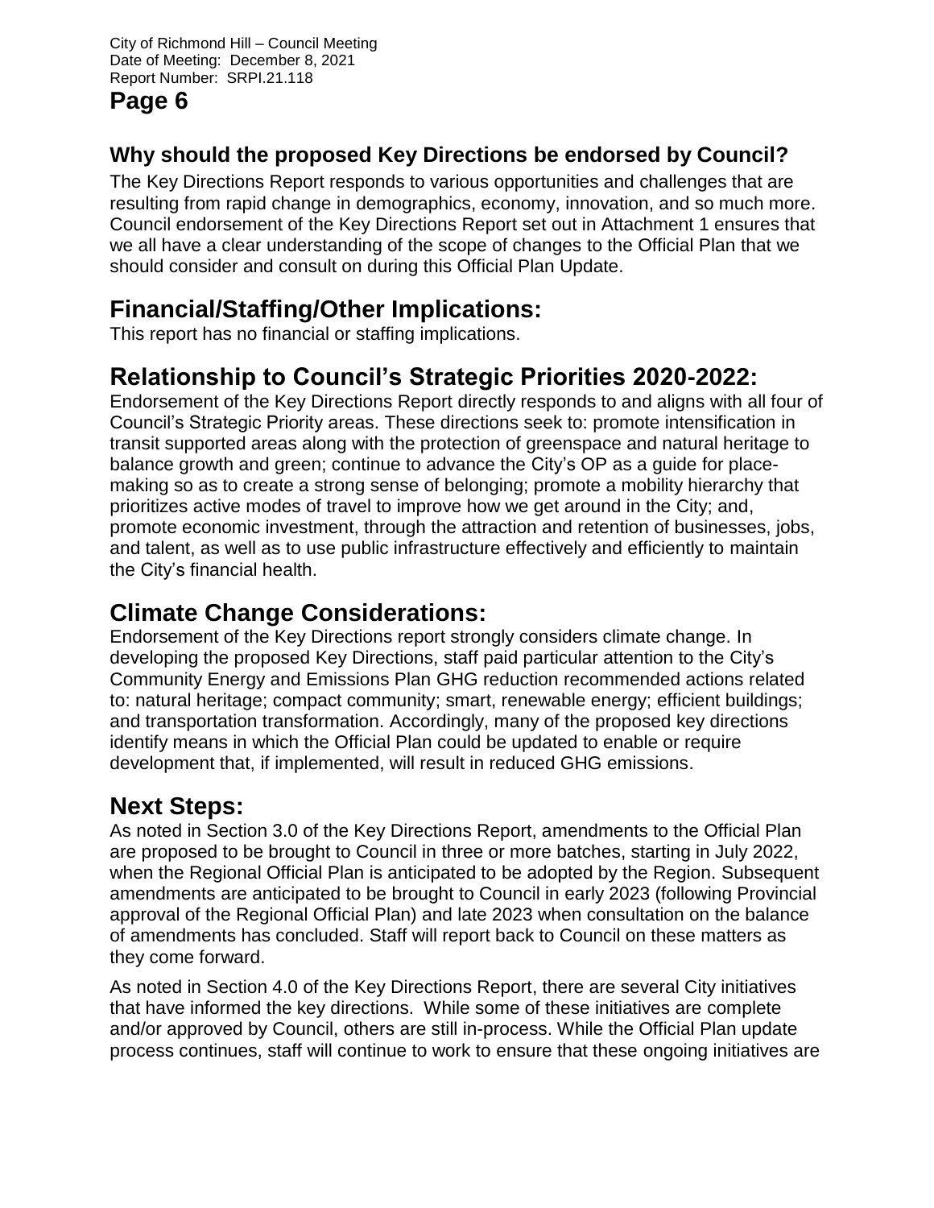### Why should the proposed Key Directions be endorsed by Council?

The Key Directions Report responds to various opportunities and challenges that are resulting from rapid change in demographics, economy, innovation, and so much more. Council endorsement of the Key Directions Report set out in Attachment 1 ensures that we all have a clear understanding of the scope of changes to the Official Plan that we should consider and consult on during this Official Plan Update.

## Financial/Staffing/Other Implications:

This report has no financial or staffing implications.

## Relationship to Council's Strategic Priorities 2020-2022:

Endorsement of the Key Directions Report directly responds to and aligns with all four of Council's Strategic Priority areas. These directions seek to: promote intensification in transit supported areas along with the protection of greenspace and natural heritage to balance growth and green; continue to advance the City's OP as a guide for place-making so as to create a strong sense of belonging; promote a mobility hierarchy that prioritizes active modes of travel to improve how we get around in the City; and, promote economic investment, through the attraction and retention of businesses, jobs, and talent, as well as to use public infrastructure effectively and efficiently to maintain the City's financial health.

## Climate Change Considerations:

Endorsement of the Key Directions report strongly considers climate change. In developing the proposed Key Directions, staff paid particular attention to the City's Community Energy and Emissions Plan GHG reduction recommended actions related to: natural heritage; compact community; smart, renewable energy; efficient buildings; and transportation transformation. Accordingly, many of the proposed key directions identify means in which the Official Plan could be updated to enable or require development that, if implemented, will result in reduced GHG emissions.

## Next Steps:

As noted in Section 3.0 of the Key Directions Report, amendments to the Official Plan are proposed to be brought to Council in three or more batches, starting in July 2022, when the Regional Official Plan is anticipated to be adopted by the Region. Subsequent amendments are anticipated to be brought to Council in early 2023 (following Provincial approval of the Regional Official Plan) and late 2023 when consultation on the balance of amendments has concluded. Staff will report back to Council on these matters as they come forward.

As noted in Section 4.0 of the Key Directions Report, there are several City initiatives that have informed the key directions. While some of these initiatives are complete and/or approved by Council, others are still in-process. While the Official Plan update process continues, staff will continue to work to ensure that these ongoing initiatives are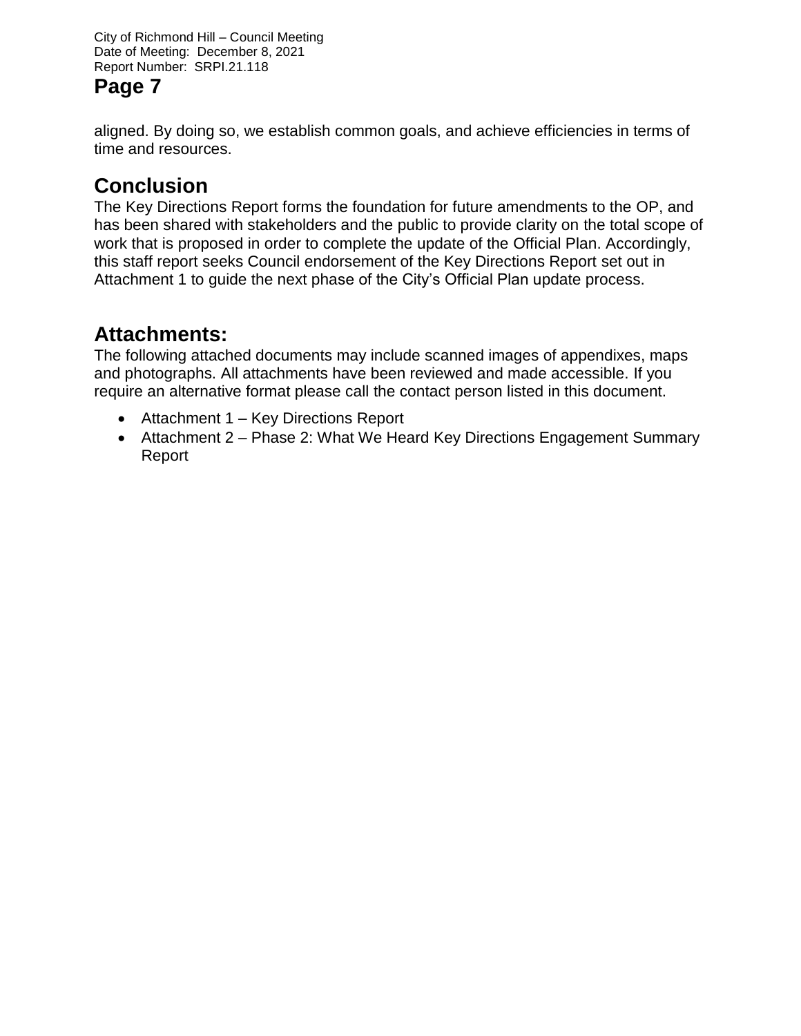aligned. By doing so, we establish common goals, and achieve efficiencies in terms of time and resources.

## Conclusion

The Key Directions Report forms the foundation for future amendments to the OP, and has been shared with stakeholders and the public to provide clarity on the total scope of work that is proposed in order to complete the update of the Official Plan. Accordingly, this staff report seeks Council endorsement of the Key Directions Report set out in Attachment 1 to guide the next phase of the City's Official Plan update process.

## Attachments:

The following attached documents may include scanned images of appendixes, maps and photographs. All attachments have been reviewed and made accessible. If you require an alternative format please call the contact person listed in this document.

- Attachment 1 – Key Directions Report
- Attachment 2 – Phase 2: What We Heard Key Directions Engagement Summary Report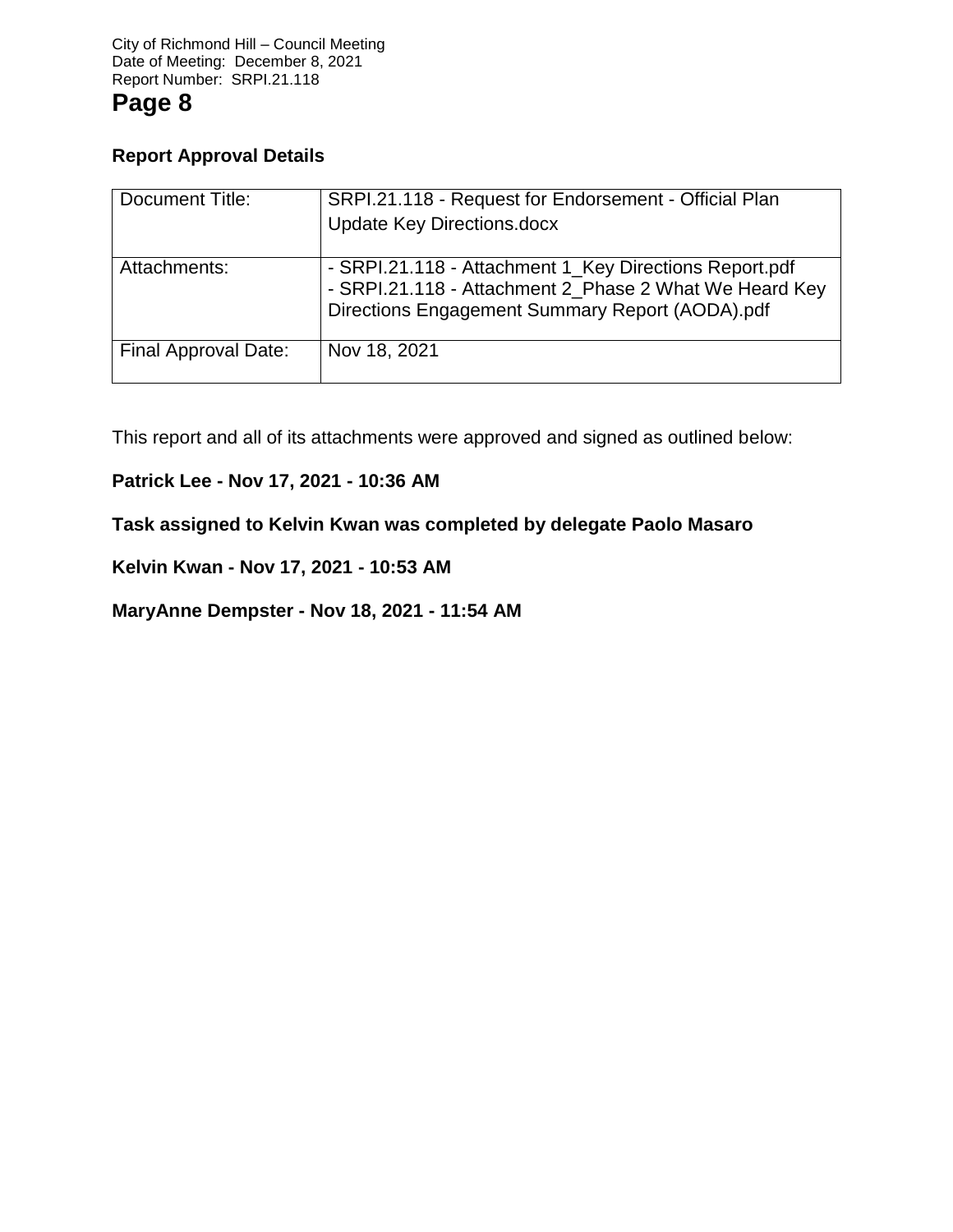**Report Approval Details**

| | |
|---|---|
| Document Title: | SRPI.21.118 - Request for Endorsement - Official Plan Update Key Directions.docx |
| Attachments: | - SRPI.21.118 - Attachment 1_Key Directions Report.pdf<br>- SRPI.21.118 - Attachment 2_Phase 2 What We Heard Key Directions Engagement Summary Report (AODA).pdf |
| Final Approval Date: | Nov 18, 2021 |

This report and all of its attachments were approved and signed as outlined below:

**Patrick Lee - Nov 17, 2021 - 10:36 AM**

**Task assigned to Kelvin Kwan was completed by delegate Paolo Masaro**

**Kelvin Kwan - Nov 17, 2021 - 10:53 AM**

**MaryAnne Dempster - Nov 18, 2021 - 11:54 AM**